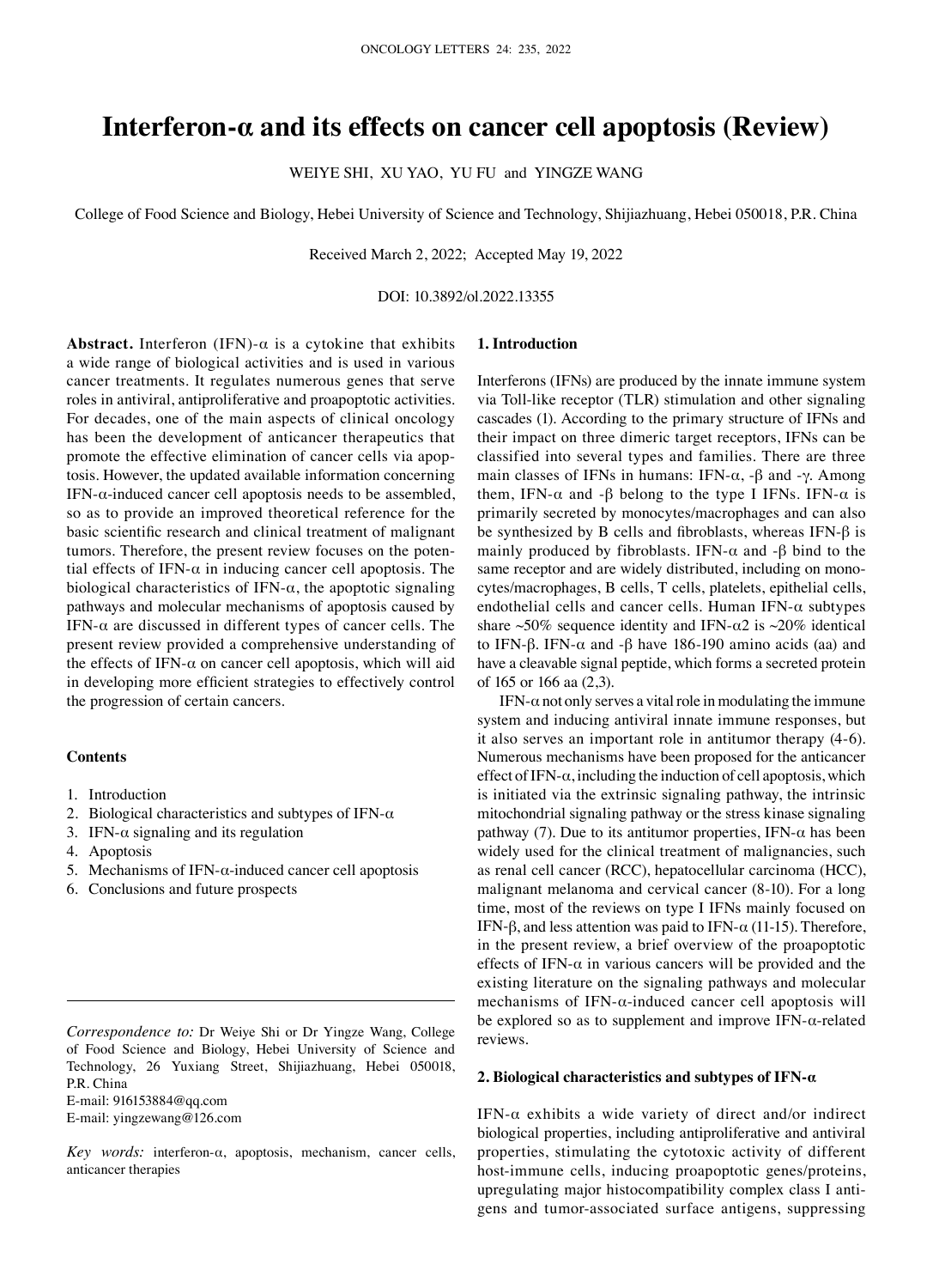# Interferon-α and its effects on cancer cell apoptosis (Review)

WEIYE SHI, XU YAO, YU FU and YINGZE WANG

College of Food Science and Biology, Hebei University of Science and Technology, Shijiazhuang, Hebei 050018, P.R. China

Received March 2, 2022; Accepted May 19, 2022

DOI: 10.3892/ol.2022.13355

**Abstract.** Interferon (IFN)-α is a cytokine that exhibits a wide range of biological activities and is used in various cancer treatments. It regulates numerous genes that serve roles in antiviral, antiproliferative and proapoptotic activities. For decades, one of the main aspects of clinical oncology has been the development of anticancer therapeutics that promote the effective elimination of cancer cells via apoptosis. However, the updated available information concerning IFN-α-induced cancer cell apoptosis needs to be assembled, so as to provide an improved theoretical reference for the basic scientific research and clinical treatment of malignant tumors. Therefore, the present review focuses on the potential effects of IFN-α in inducing cancer cell apoptosis. The biological characteristics of IFN-α, the apoptotic signaling pathways and molecular mechanisms of apoptosis caused by IFN-α are discussed in different types of cancer cells. The present review provided a comprehensive understanding of the effects of IFN-α on cancer cell apoptosis, which will aid in developing more efficient strategies to effectively control the progression of certain cancers.

**Contents**

1. Introduction
2. Biological characteristics and subtypes of IFN-α
3. IFN-α signaling and its regulation
4. Apoptosis
5. Mechanisms of IFN-α-induced cancer cell apoptosis
6. Conclusions and future prospects

*Correspondence to:* Dr Weiye Shi or Dr Yingze Wang, College of Food Science and Biology, Hebei University of Science and Technology, 26 Yuxiang Street, Shijiazhuang, Hebei 050018, P.R. China
E-mail: 916153884@qq.com
E-mail: yingzewang@126.com

*Key words:* interferon-α, apoptosis, mechanism, cancer cells, anticancer therapies

## 1. Introduction

Interferons (IFNs) are produced by the innate immune system via Toll-like receptor (TLR) stimulation and other signaling cascades (1). According to the primary structure of IFNs and their impact on three dimeric target receptors, IFNs can be classified into several types and families. There are three main classes of IFNs in humans: IFN-α, -β and -γ. Among them, IFN-α and -β belong to the type I IFNs. IFN-α is primarily secreted by monocytes/macrophages and can also be synthesized by B cells and fibroblasts, whereas IFN-β is mainly produced by fibroblasts. IFN-α and -β bind to the same receptor and are widely distributed, including on monocytes/macrophages, B cells, T cells, platelets, epithelial cells, endothelial cells and cancer cells. Human IFN-α subtypes share ~50% sequence identity and IFN-α2 is ~20% identical to IFN-β. IFN-α and -β have 186-190 amino acids (aa) and have a cleavable signal peptide, which forms a secreted protein of 165 or 166 aa (2,3).

IFN-α not only serves a vital role in modulating the immune system and inducing antiviral innate immune responses, but it also serves an important role in antitumor therapy (4-6). Numerous mechanisms have been proposed for the anticancer effect of IFN-α, including the induction of cell apoptosis, which is initiated via the extrinsic signaling pathway, the intrinsic mitochondrial signaling pathway or the stress kinase signaling pathway (7). Due to its antitumor properties, IFN-α has been widely used for the clinical treatment of malignancies, such as renal cell cancer (RCC), hepatocellular carcinoma (HCC), malignant melanoma and cervical cancer (8-10). For a long time, most of the reviews on type I IFNs mainly focused on IFN-β, and less attention was paid to IFN-α (11-15). Therefore, in the present review, a brief overview of the proapoptotic effects of IFN-α in various cancers will be provided and the existing literature on the signaling pathways and molecular mechanisms of IFN-α-induced cancer cell apoptosis will be explored so as to supplement and improve IFN-α-related reviews.

## 2. Biological characteristics and subtypes of IFN-α

IFN-α exhibits a wide variety of direct and/or indirect biological properties, including antiproliferative and antiviral properties, stimulating the cytotoxic activity of different host-immune cells, inducing proapoptotic genes/proteins, upregulating major histocompatibility complex class I antigens and tumor-associated surface antigens, suppressing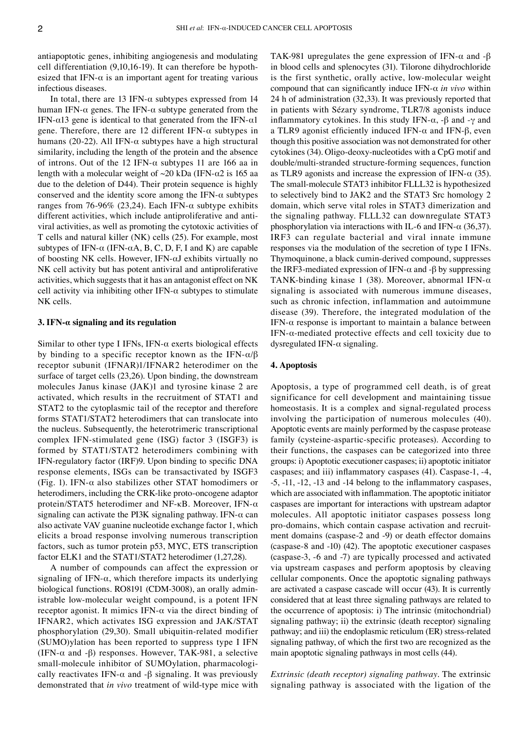antiapoptotic genes, inhibiting angiogenesis and modulating cell differentiation (9,10,16-19). It can therefore be hypothesized that IFN-α is an important agent for treating various infectious diseases.

In total, there are 13 IFN-α subtypes expressed from 14 human IFN-α genes. The IFN-α subtype generated from the IFN-α13 gene is identical to that generated from the IFN-α1 gene. Therefore, there are 12 different IFN-α subtypes in humans (20-22). All IFN-α subtypes have a high structural similarity, including the length of the protein and the absence of introns. Out of the 12 IFN-α subtypes 11 are 166 aa in length with a molecular weight of ~20 kDa (IFN-α2 is 165 aa due to the deletion of D44). Their protein sequence is highly conserved and the identity score among the IFN-α subtypes ranges from 76-96% (23,24). Each IFN-α subtype exhibits different activities, which include antiproliferative and antiviral activities, as well as promoting the cytotoxic activities of T cells and natural killer (NK) cells (25). For example, most subtypes of IFN-α (IFN-αA, B, C, D, F, I and K) are capable of boosting NK cells. However, IFN-αJ exhibits virtually no NK cell activity but has potent antiviral and antiproliferative activities, which suggests that it has an antagonist effect on NK cell activity via inhibiting other IFN-α subtypes to stimulate NK cells.

## 3. IFN-α signaling and its regulation

Similar to other type I IFNs, IFN-α exerts biological effects by binding to a specific receptor known as the IFN-α/β receptor subunit (IFNAR)1/IFNAR2 heterodimer on the surface of target cells (23,26). Upon binding, the downstream molecules Janus kinase (JAK)1 and tyrosine kinase 2 are activated, which results in the recruitment of STAT1 and STAT2 to the cytoplasmic tail of the receptor and therefore forms STAT1/STAT2 heterodimers that can translocate into the nucleus. Subsequently, the heterotrimeric transcriptional complex IFN-stimulated gene (ISG) factor 3 (ISGF3) is formed by STAT1/STAT2 heterodimers combining with IFN-regulatory factor (IRF)9. Upon binding to specific DNA response elements, ISGs can be transactivated by ISGF3 (Fig. 1). IFN-α also stabilizes other STAT homodimers or heterodimers, including the CRK-like proto-oncogene adaptor protein/STAT5 heterodimer and NF-κB. Moreover, IFN-α signaling can activate the PI3K signaling pathway. IFN-α can also activate VAV guanine nucleotide exchange factor 1, which elicits a broad response involving numerous transcription factors, such as tumor protein p53, MYC, ETS transcription factor ELK1 and the STAT1/STAT2 heterodimer (1,27,28).

A number of compounds can affect the expression or signaling of IFN-α, which therefore impacts its underlying biological functions. RO8191 (CDM-3008), an orally administrable low-molecular weight compound, is a potent IFN receptor agonist. It mimics IFN-α via the direct binding of IFNAR2, which activates ISG expression and JAK/STAT phosphorylation (29,30). Small ubiquitin-related modifier (SUMO)ylation has been reported to suppress type I IFN (IFN-α and -β) responses. However, TAK-981, a selective small-molecule inhibitor of SUMOylation, pharmacologically reactivates IFN-α and -β signaling. It was previously demonstrated that *in vivo* treatment of wild-type mice with TAK-981 upregulates the gene expression of IFN-α and -β in blood cells and splenocytes (31). Tilorone dihydrochloride is the first synthetic, orally active, low-molecular weight compound that can significantly induce IFN-α *in vivo* within 24 h of administration (32,33). It was previously reported that in patients with Sézary syndrome, TLR7/8 agonists induce inflammatory cytokines. In this study IFN-α, -β and -γ and a TLR9 agonist efficiently induced IFN-α and IFN-β, even though this positive association was not demonstrated for other cytokines (34). Oligo-deoxy-nucleotides with a CpG motif and double/multi-stranded structure-forming sequences, function as TLR9 agonists and increase the expression of IFN-α (35). The small-molecule STAT3 inhibitor FLLL32 is hypothesized to selectively bind to JAK2 and the STAT3 Src homology 2 domain, which serve vital roles in STAT3 dimerization and the signaling pathway. FLLL32 can downregulate STAT3 phosphorylation via interactions with IL-6 and IFN-α (36,37). IRF3 can regulate bacterial and viral innate immune responses via the modulation of the secretion of type I IFNs. Thymoquinone, a black cumin-derived compound, suppresses the IRF3-mediated expression of IFN-α and -β by suppressing TANK-binding kinase 1 (38). Moreover, abnormal IFN-α signaling is associated with numerous immune diseases, such as chronic infection, inflammation and autoimmune disease (39). Therefore, the integrated modulation of the IFN-α response is important to maintain a balance between IFN-α-mediated protective effects and cell toxicity due to dysregulated IFN-α signaling.

## 4. Apoptosis

Apoptosis, a type of programmed cell death, is of great significance for cell development and maintaining tissue homeostasis. It is a complex and signal-regulated process involving the participation of numerous molecules (40). Apoptotic events are mainly performed by the caspase protease family (cysteine-aspartic-specific proteases). According to their functions, the caspases can be categorized into three groups: i) Apoptotic executioner caspases; ii) apoptotic initiator caspases; and iii) inflammatory caspases (41). Caspase-1, -4, -5, -11, -12, -13 and -14 belong to the inflammatory caspases, which are associated with inflammation. The apoptotic initiator caspases are important for interactions with upstream adaptor molecules. All apoptotic initiator caspases possess long pro-domains, which contain caspase activation and recruitment domains (caspase-2 and -9) or death effector domains (caspase-8 and -10) (42). The apoptotic executioner caspases (caspase-3, -6 and -7) are typically processed and activated via upstream caspases and perform apoptosis by cleaving cellular components. Once the apoptotic signaling pathways are activated a caspase cascade will occur (43). It is currently considered that at least three signaling pathways are related to the occurrence of apoptosis: i) The intrinsic (mitochondrial) signaling pathway; ii) the extrinsic (death receptor) signaling pathway; and iii) the endoplasmic reticulum (ER) stress-related signaling pathway, of which the first two are recognized as the main apoptotic signaling pathways in most cells (44).

*Extrinsic (death receptor) signaling pathway.* The extrinsic signaling pathway is associated with the ligation of the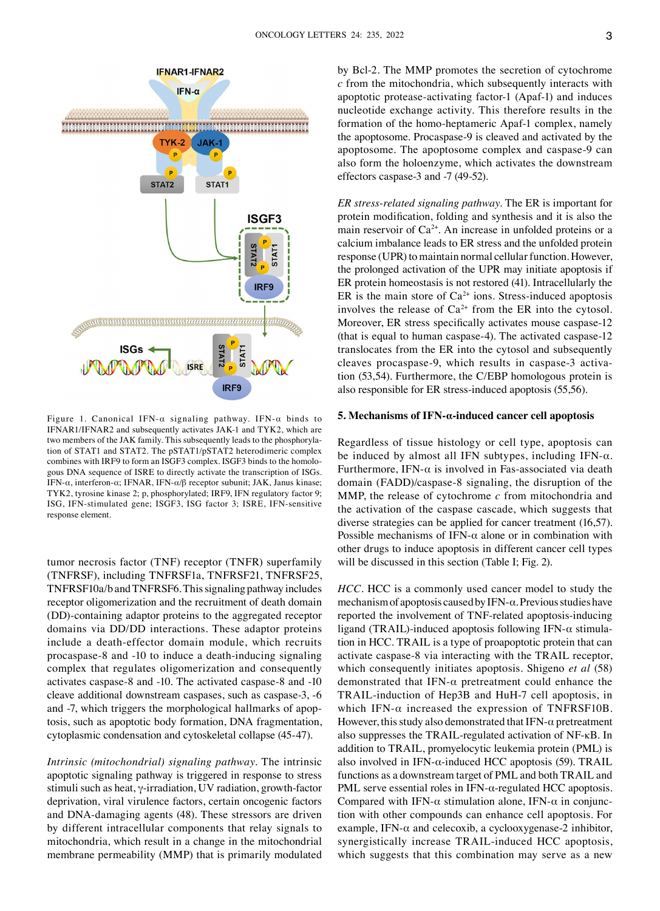Figure 1. Canonical IFN-α signaling pathway. IFN-α binds to IFNAR1/IFNAR2 and subsequently activates JAK-1 and TYK2, which are two members of the JAK family. This subsequently leads to the phosphorylation of STAT1 and STAT2. The pSTAT1/pSTAT2 heterodimeric complex combines with IRF9 to form an ISGF3 complex. ISGF3 binds to the homologous DNA sequence of ISRE to directly activate the transcription of ISGs. IFN-α, interferon-α; IFNAR, IFN-α/β receptor subunit; JAK, Janus kinase; TYK2, tyrosine kinase 2; p, phosphorylated; IRF9, IFN regulatory factor 9; ISG, IFN-stimulated gene; ISGF3, ISG factor 3; ISRE, IFN-sensitive response element.

tumor necrosis factor (TNF) receptor (TNFR) superfamily (TNFRSF), including TNFRSF1a, TNFRSF21, TNFRSF25, TNFRSF10a/b and TNFRSF6. This signaling pathway includes receptor oligomerization and the recruitment of death domain (DD)-containing adaptor proteins to the aggregated receptor domains via DD/DD interactions. These adaptor proteins include a death-effector domain module, which recruits procaspase-8 and -10 to induce a death-inducing signaling complex that regulates oligomerization and consequently activates caspase-8 and -10. The activated caspase-8 and -10 cleave additional downstream caspases, such as caspase-3, -6 and -7, which triggers the morphological hallmarks of apoptosis, such as apoptotic body formation, DNA fragmentation, cytoplasmic condensation and cytoskeletal collapse (45-47).

*Intrinsic (mitochondrial) signaling pathway.* The intrinsic apoptotic signaling pathway is triggered in response to stress stimuli such as heat, γ-irradiation, UV radiation, growth-factor deprivation, viral virulence factors, certain oncogenic factors and DNA-damaging agents (48). These stressors are driven by different intracellular components that relay signals to mitochondria, which result in a change in the mitochondrial membrane permeability (MMP) that is primarily modulated by Bcl-2. The MMP promotes the secretion of cytochrome *c* from the mitochondria, which subsequently interacts with apoptotic protease-activating factor-1 (Apaf-1) and induces nucleotide exchange activity. This therefore results in the formation of the homo-heptameric Apaf-1 complex, namely the apoptosome. Procaspase-9 is cleaved and activated by the apoptosome. The apoptosome complex and caspase-9 can also form the holoenzyme, which activates the downstream effectors caspase-3 and -7 (49-52).

*ER stress-related signaling pathway.* The ER is important for protein modification, folding and synthesis and it is also the main reservoir of $Ca^{2+}$. An increase in unfolded proteins or a calcium imbalance leads to ER stress and the unfolded protein response (UPR) to maintain normal cellular function. However, the prolonged activation of the UPR may initiate apoptosis if ER protein homeostasis is not restored (41). Intracellularly the ER is the main store of $Ca^{2+}$ ions. Stress-induced apoptosis involves the release of $Ca^{2+}$ from the ER into the cytosol. Moreover, ER stress specifically activates mouse caspase-12 (that is equal to human caspase-4). The activated caspase-12 translocates from the ER into the cytosol and subsequently cleaves procaspase-9, which results in caspase-3 activation (53,54). Furthermore, the C/EBP homologous protein is also responsible for ER stress-induced apoptosis (55,56).

## 5. Mechanisms of IFN-α-induced cancer cell apoptosis

Regardless of tissue histology or cell type, apoptosis can be induced by almost all IFN subtypes, including IFN-α. Furthermore, IFN-α is involved in Fas-associated via death domain (FADD)/caspase-8 signaling, the disruption of the MMP, the release of cytochrome *c* from mitochondria and the activation of the caspase cascade, which suggests that diverse strategies can be applied for cancer treatment (16,57). Possible mechanisms of IFN-α alone or in combination with other drugs to induce apoptosis in different cancer cell types will be discussed in this section (Table I; Fig. 2).

*HCC.* HCC is a commonly used cancer model to study the mechanism of apoptosis caused by IFN-α. Previous studies have reported the involvement of TNF-related apoptosis-inducing ligand (TRAIL)-induced apoptosis following IFN-α stimulation in HCC. TRAIL is a type of proapoptotic protein that can activate caspase-8 via interacting with the TRAIL receptor, which consequently initiates apoptosis. Shigeno *et al* (58) demonstrated that IFN-α pretreatment could enhance the TRAIL-induction of Hep3B and HuH-7 cell apoptosis, in which IFN-α increased the expression of TNFRSF10B. However, this study also demonstrated that IFN-α pretreatment also suppresses the TRAIL-regulated activation of NF-κB. In addition to TRAIL, promyelocytic leukemia protein (PML) is also involved in IFN-α-induced HCC apoptosis (59). TRAIL functions as a downstream target of PML and both TRAIL and PML serve essential roles in IFN-α-regulated HCC apoptosis. Compared with IFN-α stimulation alone, IFN-α in conjunction with other compounds can enhance cell apoptosis. For example, IFN-α and celecoxib, a cyclooxygenase-2 inhibitor, synergistically increase TRAIL-induced HCC apoptosis, which suggests that this combination may serve as a new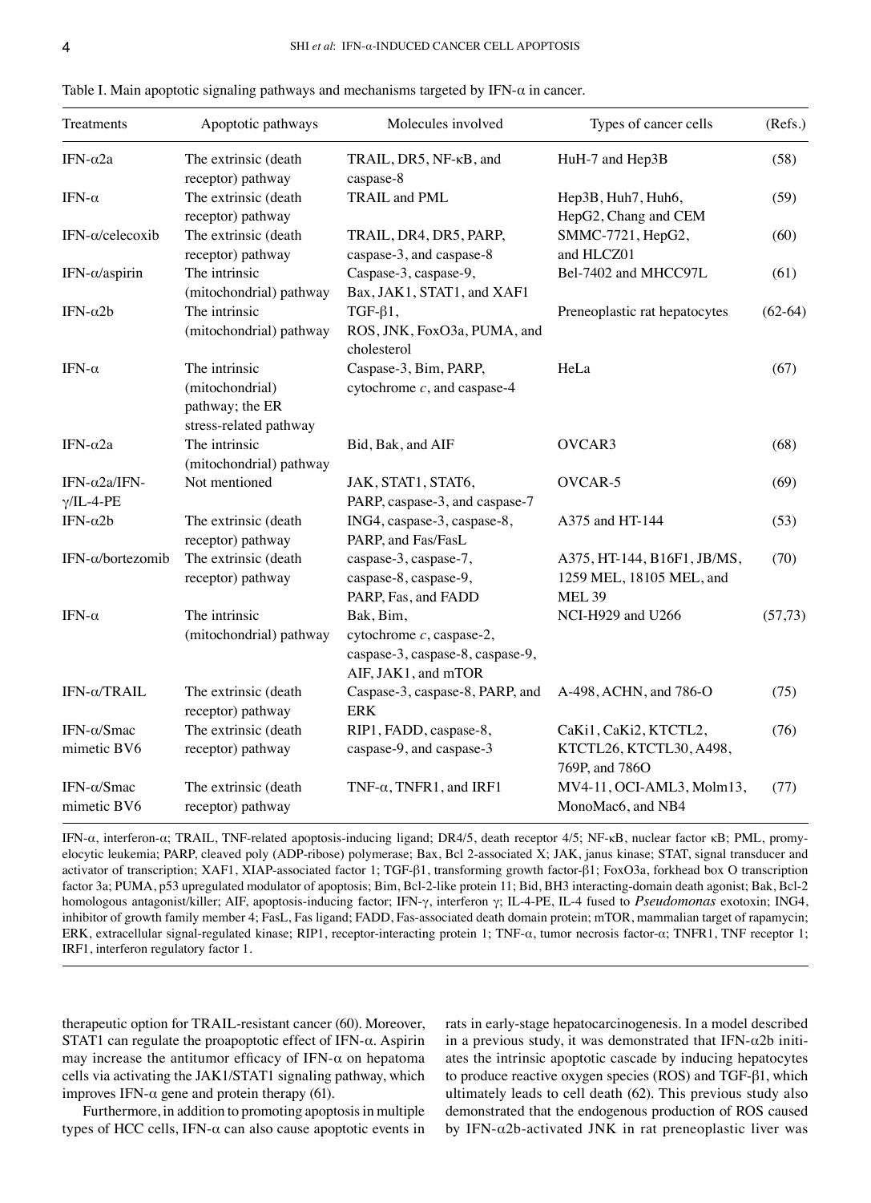Table I. Main apoptotic signaling pathways and mechanisms targeted by IFN-α in cancer.

| Treatments | Apoptotic pathways | Molecules involved | Types of cancer cells | (Refs.) |
|---|---|---|---|---|
| IFN-α2a | The extrinsic (death receptor) pathway | TRAIL, DR5, NF-κB, and caspase-8 | HuH-7 and Hep3B | (58) |
| IFN-α | The extrinsic (death receptor) pathway | TRAIL and PML | Hep3B, Huh7, Huh6, HepG2, Chang and CEM | (59) |
| IFN-α/celecoxib | The extrinsic (death receptor) pathway | TRAIL, DR4, DR5, PARP, caspase-3, and caspase-8 | SMMC-7721, HepG2, and HLCZ01 | (60) |
| IFN-α/aspirin | The intrinsic (mitochondrial) pathway | Caspase-3, caspase-9, Bax, JAK1, STAT1, and XAF1 | Bel-7402 and MHCC97L | (61) |
| IFN-α2b | The intrinsic (mitochondrial) pathway | TGF-β1, ROS, JNK, FoxO3a, PUMA, and cholesterol | Preneoplastic rat hepatocytes | (62-64) |
| IFN-α | The intrinsic (mitochondrial) pathway; the ER stress-related pathway | Caspase-3, Bim, PARP, cytochrome *c*, and caspase-4 | HeLa | (67) |
| IFN-α2a | The intrinsic (mitochondrial) pathway | Bid, Bak, and AIF | OVCAR3 | (68) |
| IFN-α2a/IFN-γ/IL-4-PE | Not mentioned | JAK, STAT1, STAT6, PARP, caspase-3, and caspase-7 | OVCAR-5 | (69) |
| IFN-α2b | The extrinsic (death receptor) pathway | ING4, caspase-3, caspase-8, PARP, and Fas/FasL | A375 and HT-144 | (53) |
| IFN-α/bortezomib | The extrinsic (death receptor) pathway | caspase-3, caspase-7, caspase-8, caspase-9, PARP, Fas, and FADD | A375, HT-144, B16F1, JB/MS, 1259 MEL, 18105 MEL, and MEL 39 | (70) |
| IFN-α | The intrinsic (mitochondrial) pathway | Bak, Bim, cytochrome *c*, caspase-2, caspase-3, caspase-8, caspase-9, AIF, JAK1, and mTOR | NCI-H929 and U266 | (57,73) |
| IFN-α/TRAIL | The extrinsic (death receptor) pathway | Caspase-3, caspase-8, PARP, and ERK | A-498, ACHN, and 786-O | (75) |
| IFN-α/Smac mimetic BV6 | The extrinsic (death receptor) pathway | RIP1, FADD, caspase-8, caspase-9, and caspase-3 | CaKi1, CaKi2, KTCTL2, KTCTL26, KTCTL30, A498, 769P, and 786O | (76) |
| IFN-α/Smac mimetic BV6 | The extrinsic (death receptor) pathway | TNF-α, TNFR1, and IRF1 | MV4-11, OCI-AML3, Molm13, MonoMac6, and NB4 | (77) |

IFN-α, interferon-α; TRAIL, TNF-related apoptosis-inducing ligand; DR4/5, death receptor 4/5; NF-κB, nuclear factor κB; PML, promyelocytic leukemia; PARP, cleaved poly (ADP-ribose) polymerase; Bax, Bcl 2-associated X; JAK, janus kinase; STAT, signal transducer and activator of transcription; XAF1, XIAP-associated factor 1; TGF-β1, transforming growth factor-β1; FoxO3a, forkhead box O transcription factor 3a; PUMA, p53 upregulated modulator of apoptosis; Bim, Bcl-2-like protein 11; Bid, BH3 interacting-domain death agonist; Bak, Bcl-2 homologous antagonist/killer; AIF, apoptosis-inducing factor; IFN-γ, interferon γ; IL-4-PE, IL-4 fused to *Pseudomonas* exotoxin; ING4, inhibitor of growth family member 4; FasL, Fas ligand; FADD, Fas-associated death domain protein; mTOR, mammalian target of rapamycin; ERK, extracellular signal-regulated kinase; RIP1, receptor-interacting protein 1; TNF-α, tumor necrosis factor-α; TNFR1, TNF receptor 1; IRF1, interferon regulatory factor 1.

therapeutic option for TRAIL-resistant cancer (60). Moreover, STAT1 can regulate the proapoptotic effect of IFN-α. Aspirin may increase the antitumor efficacy of IFN-α on hepatoma cells via activating the JAK1/STAT1 signaling pathway, which improves IFN-α gene and protein therapy (61).

Furthermore, in addition to promoting apoptosis in multiple types of HCC cells, IFN-α can also cause apoptotic events in rats in early-stage hepatocarcinogenesis. In a model described in a previous study, it was demonstrated that IFN-α2b initiates the intrinsic apoptotic cascade by inducing hepatocytes to produce reactive oxygen species (ROS) and TGF-β1, which ultimately leads to cell death (62). This previous study also demonstrated that the endogenous production of ROS caused by IFN-α2b-activated JNK in rat preneoplastic liver was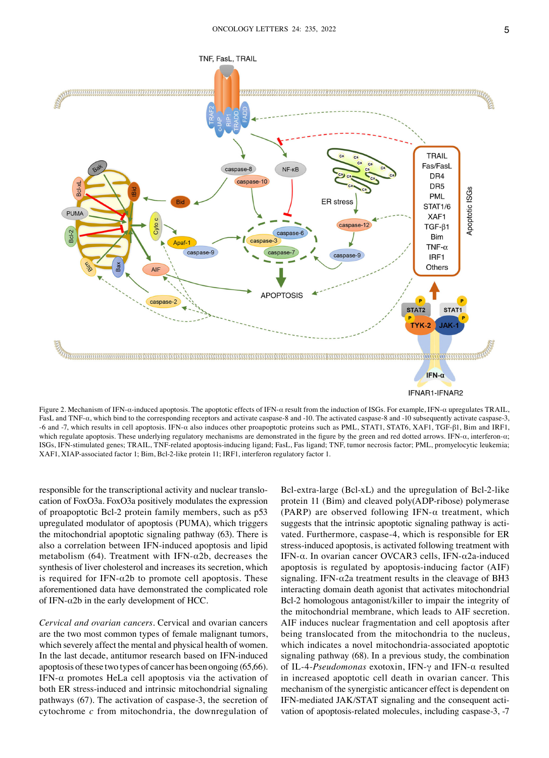Figure 2. Mechanism of IFN-α-induced apoptosis. The apoptotic effects of IFN-α result from the induction of ISGs. For example, IFN-α upregulates TRAIL, FasL and TNF-α, which bind to the corresponding receptors and activate caspase-8 and -10. The activated caspase-8 and -10 subsequently activate caspase-3, -6 and -7, which results in cell apoptosis. IFN-α also induces other proapoptotic proteins such as PML, STAT1, STAT6, XAF1, TGF-β1, Bim and IRF1, which regulate apoptosis. These underlying regulatory mechanisms are demonstrated in the figure by the green and red dotted arrows. IFN-α, interferon-α; ISGs, IFN-stimulated genes; TRAIL, TNF-related apoptosis-inducing ligand; FasL, Fas ligand; TNF, tumor necrosis factor; PML, promyelocytic leukemia; XAF1, XIAP-associated factor 1; Bim, Bcl-2-like protein 11; IRF1, interferon regulatory factor 1.

responsible for the transcriptional activity and nuclear translocation of FoxO3a. FoxO3a positively modulates the expression of proapoptotic Bcl-2 protein family members, such as p53 upregulated modulator of apoptosis (PUMA), which triggers the mitochondrial apoptotic signaling pathway (63). There is also a correlation between IFN-induced apoptosis and lipid metabolism (64). Treatment with IFN-α2b, decreases the synthesis of liver cholesterol and increases its secretion, which is required for IFN-α2b to promote cell apoptosis. These aforementioned data have demonstrated the complicated role of IFN-α2b in the early development of HCC.

*Cervical and ovarian cancers*. Cervical and ovarian cancers are the two most common types of female malignant tumors, which severely affect the mental and physical health of women. In the last decade, antitumor research based on IFN-induced apoptosis of these two types of cancer has been ongoing (65,66). IFN-α promotes HeLa cell apoptosis via the activation of both ER stress-induced and intrinsic mitochondrial signaling pathways (67). The activation of caspase-3, the secretion of cytochrome *c* from mitochondria, the downregulation of Bcl-extra-large (Bcl-xL) and the upregulation of Bcl-2-like protein 11 (Bim) and cleaved poly(ADP-ribose) polymerase (PARP) are observed following IFN-α treatment, which suggests that the intrinsic apoptotic signaling pathway is activated. Furthermore, caspase-4, which is responsible for ER stress-induced apoptosis, is activated following treatment with IFN-α. In ovarian cancer OVCAR3 cells, IFN-α2a-induced apoptosis is regulated by apoptosis-inducing factor (AIF) signaling. IFN-α2a treatment results in the cleavage of BH3 interacting domain death agonist that activates mitochondrial Bcl-2 homologous antagonist/killer to impair the integrity of the mitochondrial membrane, which leads to AIF secretion. AIF induces nuclear fragmentation and cell apoptosis after being translocated from the mitochondria to the nucleus, which indicates a novel mitochondria-associated apoptotic signaling pathway (68). In a previous study, the combination of IL-4-*Pseudomonas* exotoxin, IFN-γ and IFN-α resulted in increased apoptotic cell death in ovarian cancer. This mechanism of the synergistic anticancer effect is dependent on IFN-mediated JAK/STAT signaling and the consequent activation of apoptosis-related molecules, including caspase-3, -7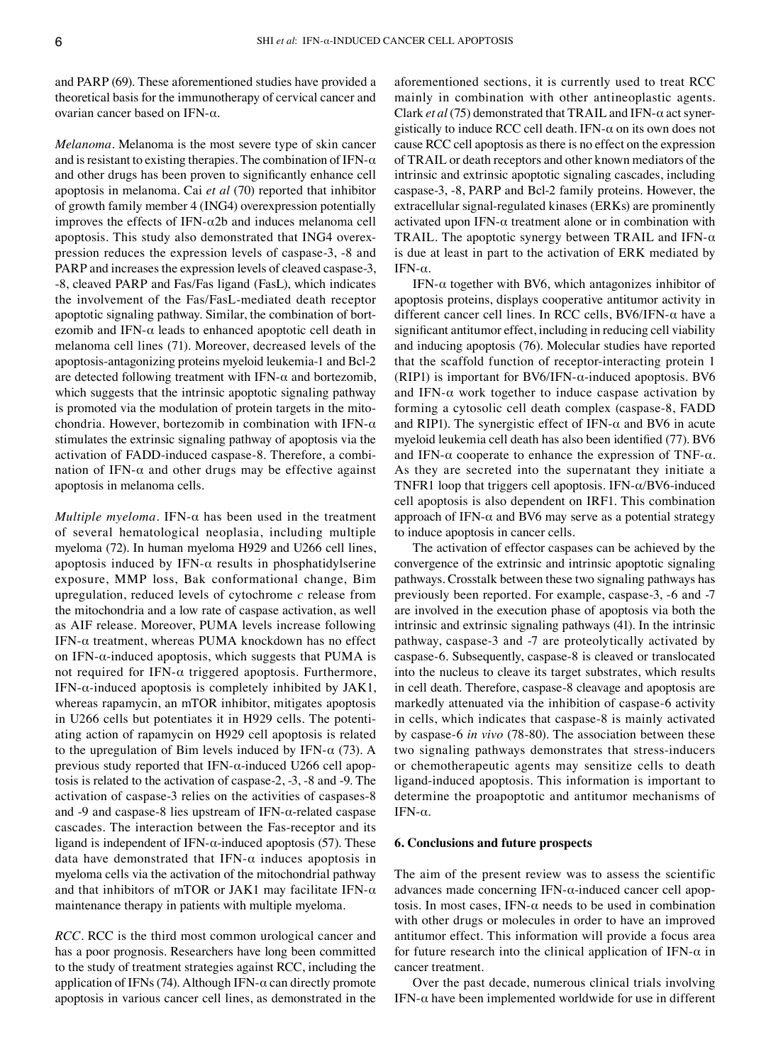and PARP (69). These aforementioned studies have provided a theoretical basis for the immunotherapy of cervical cancer and ovarian cancer based on IFN-α.

*Melanoma*. Melanoma is the most severe type of skin cancer and is resistant to existing therapies. The combination of IFN-α and other drugs has been proven to significantly enhance cell apoptosis in melanoma. Cai *et al* (70) reported that inhibitor of growth family member 4 (ING4) overexpression potentially improves the effects of IFN-α2b and induces melanoma cell apoptosis. This study also demonstrated that ING4 overexpression reduces the expression levels of caspase-3, -8 and PARP and increases the expression levels of cleaved caspase-3, -8, cleaved PARP and Fas/Fas ligand (FasL), which indicates the involvement of the Fas/FasL-mediated death receptor apoptotic signaling pathway. Similar, the combination of bortezomib and IFN-α leads to enhanced apoptotic cell death in melanoma cell lines (71). Moreover, decreased levels of the apoptosis-antagonizing proteins myeloid leukemia-1 and Bcl-2 are detected following treatment with IFN-α and bortezomib, which suggests that the intrinsic apoptotic signaling pathway is promoted via the modulation of protein targets in the mitochondria. However, bortezomib in combination with IFN-α stimulates the extrinsic signaling pathway of apoptosis via the activation of FADD-induced caspase-8. Therefore, a combination of IFN-α and other drugs may be effective against apoptosis in melanoma cells.

*Multiple myeloma*. IFN-α has been used in the treatment of several hematological neoplasia, including multiple myeloma (72). In human myeloma H929 and U266 cell lines, apoptosis induced by IFN-α results in phosphatidylserine exposure, MMP loss, Bak conformational change, Bim upregulation, reduced levels of cytochrome *c* release from the mitochondria and a low rate of caspase activation, as well as AIF release. Moreover, PUMA levels increase following IFN-α treatment, whereas PUMA knockdown has no effect on IFN-α-induced apoptosis, which suggests that PUMA is not required for IFN-α triggered apoptosis. Furthermore, IFN-α-induced apoptosis is completely inhibited by JAK1, whereas rapamycin, an mTOR inhibitor, mitigates apoptosis in U266 cells but potentiates it in H929 cells. The potentiating action of rapamycin on H929 cell apoptosis is related to the upregulation of Bim levels induced by IFN-α (73). A previous study reported that IFN-α-induced U266 cell apoptosis is related to the activation of caspase-2, -3, -8 and -9. The activation of caspase-3 relies on the activities of caspases-8 and -9 and caspase-8 lies upstream of IFN-α-related caspase cascades. The interaction between the Fas-receptor and its ligand is independent of IFN-α-induced apoptosis (57). These data have demonstrated that IFN-α induces apoptosis in myeloma cells via the activation of the mitochondrial pathway and that inhibitors of mTOR or JAK1 may facilitate IFN-α maintenance therapy in patients with multiple myeloma.

*RCC*. RCC is the third most common urological cancer and has a poor prognosis. Researchers have long been committed to the study of treatment strategies against RCC, including the application of IFNs (74). Although IFN-α can directly promote apoptosis in various cancer cell lines, as demonstrated in the aforementioned sections, it is currently used to treat RCC mainly in combination with other antineoplastic agents. Clark *et al* (75) demonstrated that TRAIL and IFN-α act synergistically to induce RCC cell death. IFN-α on its own does not cause RCC cell apoptosis as there is no effect on the expression of TRAIL or death receptors and other known mediators of the intrinsic and extrinsic apoptotic signaling cascades, including caspase-3, -8, PARP and Bcl-2 family proteins. However, the extracellular signal-regulated kinases (ERKs) are prominently activated upon IFN-α treatment alone or in combination with TRAIL. The apoptotic synergy between TRAIL and IFN-α is due at least in part to the activation of ERK mediated by IFN-α.

IFN-α together with BV6, which antagonizes inhibitor of apoptosis proteins, displays cooperative antitumor activity in different cancer cell lines. In RCC cells, BV6/IFN-α have a significant antitumor effect, including in reducing cell viability and inducing apoptosis (76). Molecular studies have reported that the scaffold function of receptor-interacting protein 1 (RIP1) is important for BV6/IFN-α-induced apoptosis. BV6 and IFN-α work together to induce caspase activation by forming a cytosolic cell death complex (caspase-8, FADD and RIP1). The synergistic effect of IFN-α and BV6 in acute myeloid leukemia cell death has also been identified (77). BV6 and IFN-α cooperate to enhance the expression of TNF-α. As they are secreted into the supernatant they initiate a TNFR1 loop that triggers cell apoptosis. IFN-α/BV6-induced cell apoptosis is also dependent on IRF1. This combination approach of IFN-α and BV6 may serve as a potential strategy to induce apoptosis in cancer cells.

The activation of effector caspases can be achieved by the convergence of the extrinsic and intrinsic apoptotic signaling pathways. Crosstalk between these two signaling pathways has previously been reported. For example, caspase-3, -6 and -7 are involved in the execution phase of apoptosis via both the intrinsic and extrinsic signaling pathways (41). In the intrinsic pathway, caspase-3 and -7 are proteolytically activated by caspase-6. Subsequently, caspase-8 is cleaved or translocated into the nucleus to cleave its target substrates, which results in cell death. Therefore, caspase-8 cleavage and apoptosis are markedly attenuated via the inhibition of caspase-6 activity in cells, which indicates that caspase-8 is mainly activated by caspase-6 *in vivo* (78-80). The association between these two signaling pathways demonstrates that stress-inducers or chemotherapeutic agents may sensitize cells to death ligand-induced apoptosis. This information is important to determine the proapoptotic and antitumor mechanisms of IFN-α.

## 6. Conclusions and future prospects

The aim of the present review was to assess the scientific advances made concerning IFN-α-induced cancer cell apoptosis. In most cases, IFN-α needs to be used in combination with other drugs or molecules in order to have an improved antitumor effect. This information will provide a focus area for future research into the clinical application of IFN-α in cancer treatment.

Over the past decade, numerous clinical trials involving IFN-α have been implemented worldwide for use in different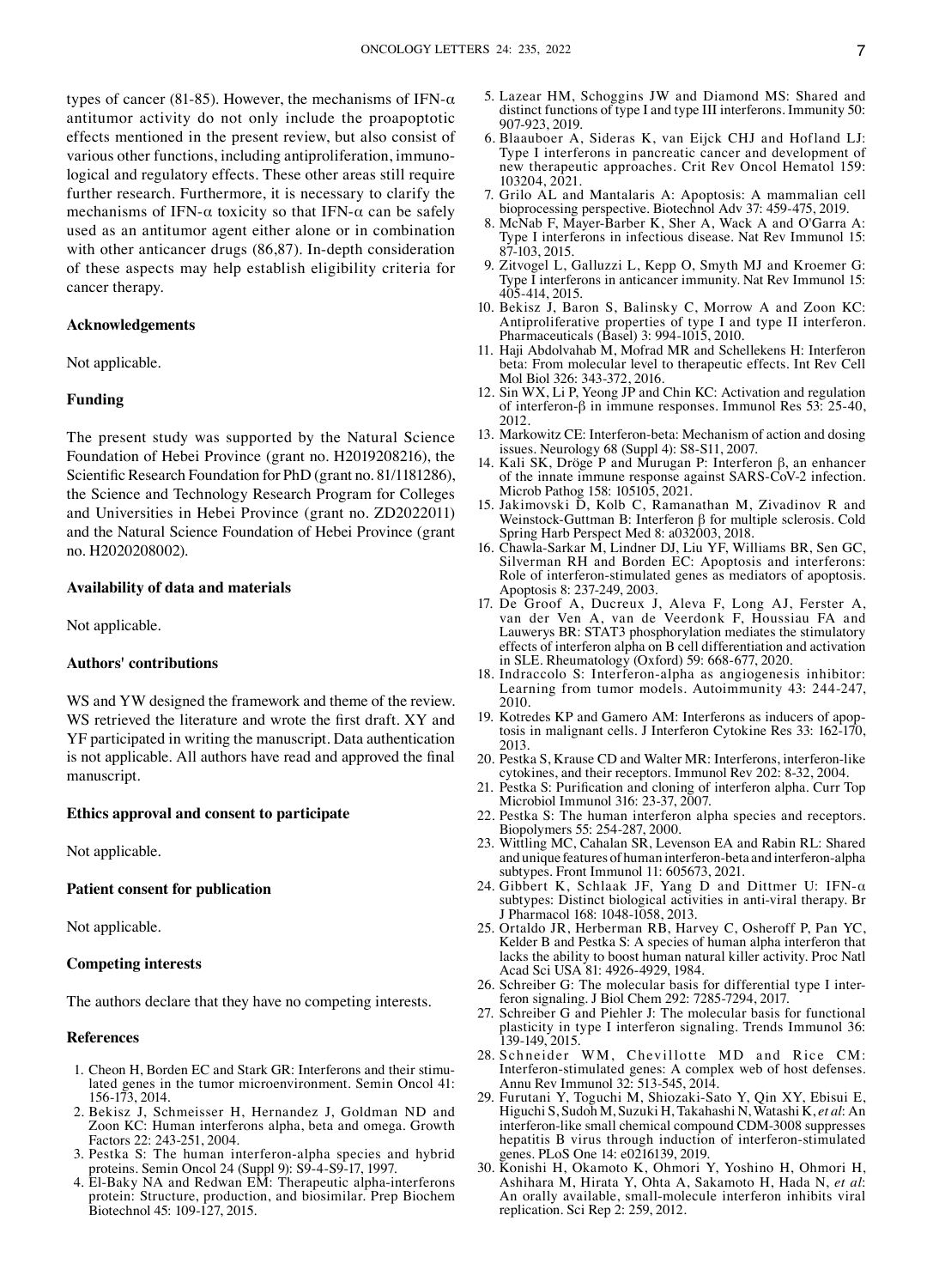types of cancer (81-85). However, the mechanisms of IFN-α antitumor activity do not only include the proapoptotic effects mentioned in the present review, but also consist of various other functions, including antiproliferation, immunological and regulatory effects. These other areas still require further research. Furthermore, it is necessary to clarify the mechanisms of IFN-α toxicity so that IFN-α can be safely used as an antitumor agent either alone or in combination with other anticancer drugs (86,87). In-depth consideration of these aspects may help establish eligibility criteria for cancer therapy.

### Acknowledgements

Not applicable.

### Funding

The present study was supported by the Natural Science Foundation of Hebei Province (grant no. H2019208216), the Scientific Research Foundation for PhD (grant no. 81/1181286), the Science and Technology Research Program for Colleges and Universities in Hebei Province (grant no. ZD2022011) and the Natural Science Foundation of Hebei Province (grant no. H2020208002).

### Availability of data and materials

Not applicable.

### Authors' contributions

WS and YW designed the framework and theme of the review. WS retrieved the literature and wrote the first draft. XY and YF participated in writing the manuscript. Data authentication is not applicable. All authors have read and approved the final manuscript.

### Ethics approval and consent to participate

Not applicable.

### Patient consent for publication

Not applicable.

### Competing interests

The authors declare that they have no competing interests.

### References

1. Cheon H, Borden EC and Stark GR: Interferons and their stimulated genes in the tumor microenvironment. Semin Oncol 41: 156-173, 2014.
2. Bekisz J, Schmeisser H, Hernandez J, Goldman ND and Zoon KC: Human interferons alpha, beta and omega. Growth Factors 22: 243-251, 2004.
3. Pestka S: The human interferon-alpha species and hybrid proteins. Semin Oncol 24 (Suppl 9): S9-4-S9-17, 1997.
4. El-Baky NA and Redwan EM: Therapeutic alpha-interferons protein: Structure, production, and biosimilar. Prep Biochem Biotechnol 45: 109-127, 2015.
5. Lazear HM, Schoggins JW and Diamond MS: Shared and distinct functions of type I and type III interferons. Immunity 50: 907-923, 2019.
6. Blaauboer A, Sideras K, van Eijck CHJ and Hofland LJ: Type I interferons in pancreatic cancer and development of new therapeutic approaches. Crit Rev Oncol Hematol 159: 103204, 2021.
7. Grilo AL and Mantalaris A: Apoptosis: A mammalian cell bioprocessing perspective. Biotechnol Adv 37: 459-475, 2019.
8. McNab F, Mayer-Barber K, Sher A, Wack A and O'Garra A: Type I interferons in infectious disease. Nat Rev Immunol 15: 87-103, 2015.
9. Zitvogel L, Galluzzi L, Kepp O, Smyth MJ and Kroemer G: Type I interferons in anticancer immunity. Nat Rev Immunol 15: 405-414, 2015.
10. Bekisz J, Baron S, Balinsky C, Morrow A and Zoon KC: Antiproliferative properties of type I and type II interferon. Pharmaceuticals (Basel) 3: 994-1015, 2010.
11. Haji Abdolvahab M, Mofrad MR and Schellekens H: Interferon beta: From molecular level to therapeutic effects. Int Rev Cell Mol Biol 326: 343-372, 2016.
12. Sin WX, Li P, Yeong JP and Chin KC: Activation and regulation of interferon-β in immune responses. Immunol Res 53: 25-40, 2012.
13. Markowitz CE: Interferon-beta: Mechanism of action and dosing issues. Neurology 68 (Suppl 4): S8-S11, 2007.
14. Kali SK, Dröge P and Murugan P: Interferon β, an enhancer of the innate immune response against SARS-CoV-2 infection. Microb Pathog 158: 105105, 2021.
15. Jakimovski D, Kolb C, Ramanathan M, Zivadinov R and Weinstock-Guttman B: Interferon β for multiple sclerosis. Cold Spring Harb Perspect Med 8: a032003, 2018.
16. Chawla-Sarkar M, Lindner DJ, Liu YF, Williams BR, Sen GC, Silverman RH and Borden EC: Apoptosis and interferons: Role of interferon-stimulated genes as mediators of apoptosis. Apoptosis 8: 237-249, 2003.
17. De Groof A, Ducreux J, Aleva F, Long AJ, Ferster A, van der Ven A, van de Veerdonk F, Houssiau FA and Lauwerys BR: STAT3 phosphorylation mediates the stimulatory effects of interferon alpha on B cell differentiation and activation in SLE. Rheumatology (Oxford) 59: 668-677, 2020.
18. Indraccolo S: Interferon-alpha as angiogenesis inhibitor: Learning from tumor models. Autoimmunity 43: 244-247, 2010.
19. Kotredes KP and Gamero AM: Interferons as inducers of apoptosis in malignant cells. J Interferon Cytokine Res 33: 162-170, 2013.
20. Pestka S, Krause CD and Walter MR: Interferons, interferon-like cytokines, and their receptors. Immunol Rev 202: 8-32, 2004.
21. Pestka S: Purification and cloning of interferon alpha. Curr Top Microbiol Immunol 316: 23-37, 2007.
22. Pestka S: The human interferon alpha species and receptors. Biopolymers 55: 254-287, 2000.
23. Wittling MC, Cahalan SR, Levenson EA and Rabin RL: Shared and unique features of human interferon-beta and interferon-alpha subtypes. Front Immunol 11: 605673, 2021.
24. Gibbert K, Schlaak JF, Yang D and Dittmer U: IFN-α subtypes: Distinct biological activities in anti-viral therapy. Br J Pharmacol 168: 1048-1058, 2013.
25. Ortaldo JR, Herberman RB, Harvey C, Osheroff P, Pan YC, Kelder B and Pestka S: A species of human alpha interferon that lacks the ability to boost human natural killer activity. Proc Natl Acad Sci USA 81: 4926-4929, 1984.
26. Schreiber G: The molecular basis for differential type I interferon signaling. J Biol Chem 292: 7285-7294, 2017.
27. Schreiber G and Piehler J: The molecular basis for functional plasticity in type I interferon signaling. Trends Immunol 36: 139-149, 2015.
28. Schneider WM, Chevillotte MD and Rice CM: Interferon-stimulated genes: A complex web of host defenses. Annu Rev Immunol 32: 513-545, 2014.
29. Furutani Y, Toguchi M, Shiozaki-Sato Y, Qin XY, Ebisui E, Higuchi S, Sudoh M, Suzuki H, Takahashi N, Watashi K, *et al*: An interferon-like small chemical compound CDM-3008 suppresses hepatitis B virus through induction of interferon-stimulated genes. PLoS One 14: e0216139, 2019.
30. Konishi H, Okamoto K, Ohmori Y, Yoshino H, Ohmori H, Ashihara M, Hirata Y, Ohta A, Sakamoto H, Hada N, *et al*: An orally available, small-molecule interferon inhibits viral replication. Sci Rep 2: 259, 2012.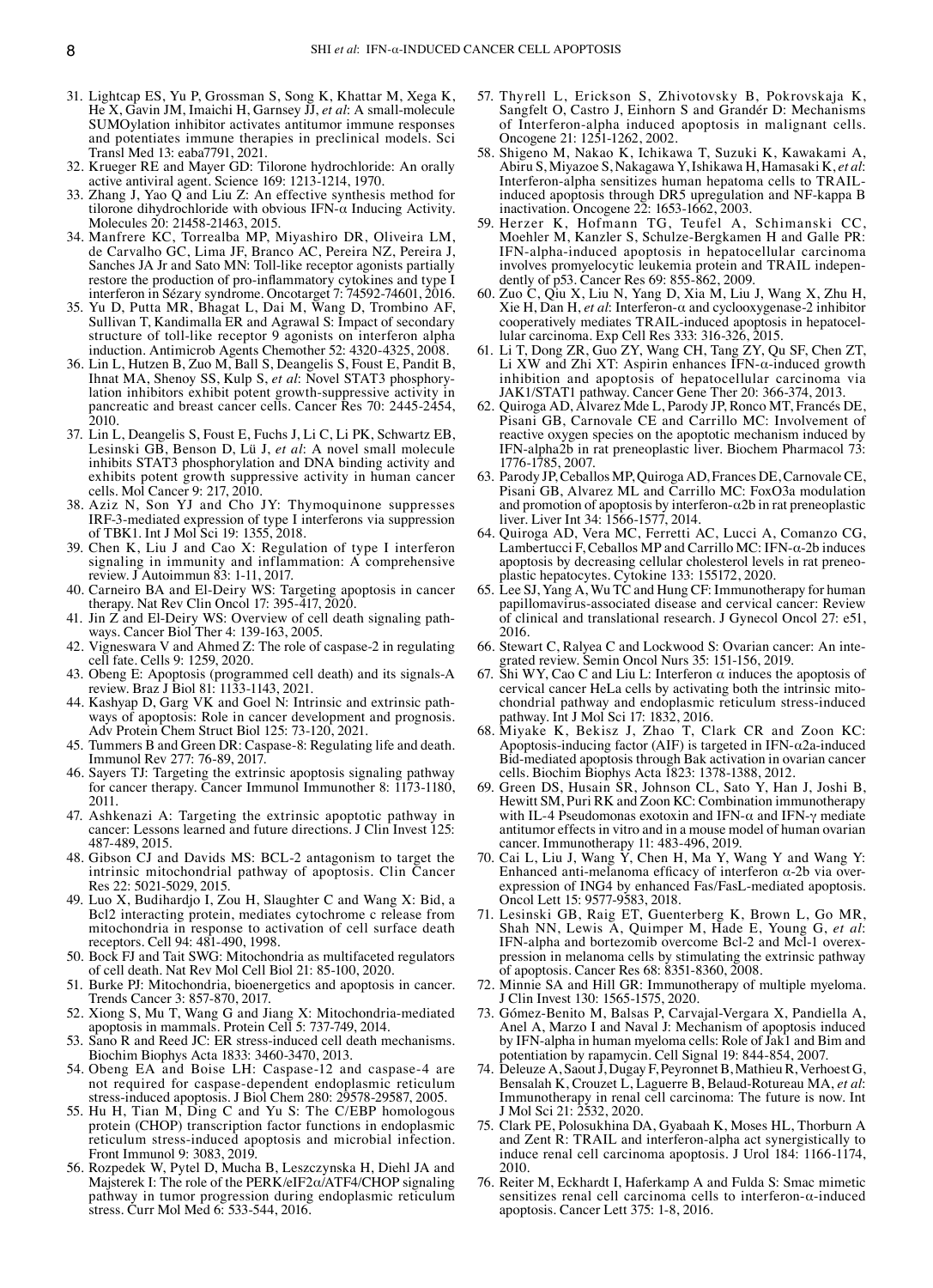31. Lightcap ES, Yu P, Grossman S, Song K, Khattar M, Xega K, He X, Gavin JM, Imaichi H, Garnsey JJ, *et al*: A small-molecule SUMOylation inhibitor activates antitumor immune responses and potentiates immune therapies in preclinical models. Sci Transl Med 13: eaba7791, 2021.
32. Krueger RE and Mayer GD: Tilorone hydrochloride: An orally active antiviral agent. Science 169: 1213-1214, 1970.
33. Zhang J, Yao Q and Liu Z: An effective synthesis method for tilorone dihydrochloride with obvious IFN-α Inducing Activity. Molecules 20: 21458-21463, 2015.
34. Manfrere KC, Torrealba MP, Miyashiro DR, Oliveira LM, de Carvalho GC, Lima JF, Branco AC, Pereira NZ, Pereira J, Sanches JA Jr and Sato MN: Toll-like receptor agonists partially restore the production of pro-inflammatory cytokines and type I interferon in Sézary syndrome. Oncotarget 7: 74592-74601, 2016.
35. Yu D, Putta MR, Bhagat L, Dai M, Wang D, Trombino AF, Sullivan T, Kandimalla ER and Agrawal S: Impact of secondary structure of toll-like receptor 9 agonists on interferon alpha induction. Antimicrob Agents Chemother 52: 4320-4325, 2008.
36. Lin L, Hutzen B, Zuo M, Ball S, Deangelis S, Foust E, Pandit B, Ihnat MA, Shenoy SS, Kulp S, *et al*: Novel STAT3 phosphorylation inhibitors exhibit potent growth-suppressive activity in pancreatic and breast cancer cells. Cancer Res 70: 2445-2454, 2010.
37. Lin L, Deangelis S, Foust E, Fuchs J, Li C, Li PK, Schwartz EB, Lesinski GB, Benson D, Lü J, *et al*: A novel small molecule inhibits STAT3 phosphorylation and DNA binding activity and exhibits potent growth suppressive activity in human cancer cells. Mol Cancer 9: 217, 2010.
38. Aziz N, Son YJ and Cho JY: Thymoquinone suppresses IRF-3-mediated expression of type I interferons via suppression of TBK1. Int J Mol Sci 19: 1355, 2018.
39. Chen K, Liu J and Cao X: Regulation of type I interferon signaling in immunity and inflammation: A comprehensive review. J Autoimmun 83: 1-11, 2017.
40. Carneiro BA and El-Deiry WS: Targeting apoptosis in cancer therapy. Nat Rev Clin Oncol 17: 395-417, 2020.
41. Jin Z and El-Deiry WS: Overview of cell death signaling pathways. Cancer Biol Ther 4: 139-163, 2005.
42. Vigneswara V and Ahmed Z: The role of caspase-2 in regulating cell fate. Cells 9: 1259, 2020.
43. Obeng E: Apoptosis (programmed cell death) and its signals-A review. Braz J Biol 81: 1133-1143, 2021.
44. Kashyap D, Garg VK and Goel N: Intrinsic and extrinsic pathways of apoptosis: Role in cancer development and prognosis. Adv Protein Chem Struct Biol 125: 73-120, 2021.
45. Tummers B and Green DR: Caspase-8: Regulating life and death. Immunol Rev 277: 76-89, 2017.
46. Sayers TJ: Targeting the extrinsic apoptosis signaling pathway for cancer therapy. Cancer Immunol Immunother 8: 1173-1180, 2011.
47. Ashkenazi A: Targeting the extrinsic apoptotic pathway in cancer: Lessons learned and future directions. J Clin Invest 125: 487-489, 2015.
48. Gibson CJ and Davids MS: BCL-2 antagonism to target the intrinsic mitochondrial pathway of apoptosis. Clin Cancer Res 22: 5021-5029, 2015.
49. Luo X, Budihardjo I, Zou H, Slaughter C and Wang X: Bid, a Bcl2 interacting protein, mediates cytochrome c release from mitochondria in response to activation of cell surface death receptors. Cell 94: 481-490, 1998.
50. Bock FJ and Tait SWG: Mitochondria as multifaceted regulators of cell death. Nat Rev Mol Cell Biol 21: 85-100, 2020.
51. Burke PJ: Mitochondria, bioenergetics and apoptosis in cancer. Trends Cancer 3: 857-870, 2017.
52. Xiong S, Mu T, Wang G and Jiang X: Mitochondria-mediated apoptosis in mammals. Protein Cell 5: 737-749, 2014.
53. Sano R and Reed JC: ER stress-induced cell death mechanisms. Biochim Biophys Acta 1833: 3460-3470, 2013.
54. Obeng EA and Boise LH: Caspase-12 and caspase-4 are not required for caspase-dependent endoplasmic reticulum stress-induced apoptosis. J Biol Chem 280: 29578-29587, 2005.
55. Hu H, Tian M, Ding C and Yu S: The C/EBP homologous protein (CHOP) transcription factor functions in endoplasmic reticulum stress-induced apoptosis and microbial infection. Front Immunol 9: 3083, 2019.
56. Rozpedek W, Pytel D, Mucha B, Leszczynska H, Diehl JA and Majsterek I: The role of the PERK/eIF2α/ATF4/CHOP signaling pathway in tumor progression during endoplasmic reticulum stress. Curr Mol Med 6: 533-544, 2016.
57. Thyrell L, Erickson S, Zhivotovsky B, Pokrovskaja K, Sangfelt O, Castro J, Einhorn S and Grandér D: Mechanisms of Interferon-alpha induced apoptosis in malignant cells. Oncogene 21: 1251-1262, 2002.
58. Shigeno M, Nakao K, Ichikawa T, Suzuki K, Kawakami A, Abiru S, Miyazoe S, Nakagawa Y, Ishikawa H, Hamasaki K, *et al*: Interferon-alpha sensitizes human hepatoma cells to TRAIL-induced apoptosis through DR5 upregulation and NF-kappa B inactivation. Oncogene 22: 1653-1662, 2003.
59. Herzer K, Hofmann TG, Teufel A, Schimanski CC, Moehler M, Kanzler S, Schulze-Bergkamen H and Galle PR: IFN-alpha-induced apoptosis in hepatocellular carcinoma involves promyelocytic leukemia protein and TRAIL independently of p53. Cancer Res 69: 855-862, 2009.
60. Zuo C, Qiu X, Liu N, Yang D, Xia M, Liu J, Wang X, Zhu H, Xie H, Dan H, *et al*: Interferon-α and cyclooxygenase-2 inhibitor cooperatively mediates TRAIL-induced apoptosis in hepatocellular carcinoma. Exp Cell Res 333: 316-326, 2015.
61. Li T, Dong ZR, Guo ZY, Wang CH, Tang ZY, Qu SF, Chen ZT, Li XW and Zhi XT: Aspirin enhances IFN-α-induced growth inhibition and apoptosis of hepatocellular carcinoma via JAK1/STAT1 pathway. Cancer Gene Ther 20: 366-374, 2013.
62. Quiroga AD, Alvarez Mde L, Parody JP, Ronco MT, Francés DE, Pisani GB, Carnovale CE and Carrillo MC: Involvement of reactive oxygen species on the apoptotic mechanism induced by IFN-alpha2b in rat preneoplastic liver. Biochem Pharmacol 73: 1776-1785, 2007.
63. Parody JP, Ceballos MP, Quiroga AD, Frances DE, Carnovale CE, Pisani GB, Alvarez ML and Carrillo MC: FoxO3a modulation and promotion of apoptosis by interferon-α2b in rat preneoplastic liver. Liver Int 34: 1566-1577, 2014.
64. Quiroga AD, Vera MC, Ferretti AC, Lucci A, Comanzo CG, Lambertucci F, Ceballos MP and Carrillo MC: IFN-α-2b induces apoptosis by decreasing cellular cholesterol levels in rat preneoplastic hepatocytes. Cytokine 133: 155172, 2020.
65. Lee SJ, Yang A, Wu TC and Hung CF: Immunotherapy for human papillomavirus-associated disease and cervical cancer: Review of clinical and translational research. J Gynecol Oncol 27: e51, 2016.
66. Stewart C, Ralyea C and Lockwood S: Ovarian cancer: An integrated review. Semin Oncol Nurs 35: 151-156, 2019.
67. Shi WY, Cao C and Liu L: Interferon α induces the apoptosis of cervical cancer HeLa cells by activating both the intrinsic mitochondrial pathway and endoplasmic reticulum stress-induced pathway. Int J Mol Sci 17: 1832, 2016.
68. Miyake K, Bekisz J, Zhao T, Clark CR and Zoon KC: Apoptosis-inducing factor (AIF) is targeted in IFN-α2a-induced Bid-mediated apoptosis through Bak activation in ovarian cancer cells. Biochim Biophys Acta 1823: 1378-1388, 2012.
69. Green DS, Husain SR, Johnson CL, Sato Y, Han J, Joshi B, Hewitt SM, Puri RK and Zoon KC: Combination immunotherapy with IL-4 Pseudomonas exotoxin and IFN-α and IFN-γ mediate antitumor effects in vitro and in a mouse model of human ovarian cancer. Immunotherapy 11: 483-496, 2019.
70. Cai L, Liu J, Wang Y, Chen H, Ma Y, Wang Y and Wang Y: Enhanced anti-melanoma efficacy of interferon α-2b via overexpression of ING4 by enhanced Fas/FasL-mediated apoptosis. Oncol Lett 15: 9577-9583, 2018.
71. Lesinski GB, Raig ET, Guenterberg K, Brown L, Go MR, Shah NN, Lewis A, Quimper M, Hade E, Young G, *et al*: IFN-alpha and bortezomib overcome Bcl-2 and Mcl-1 overexpression in melanoma cells by stimulating the extrinsic pathway of apoptosis. Cancer Res 68: 8351-8360, 2008.
72. Minnie SA and Hill GR: Immunotherapy of multiple myeloma. J Clin Invest 130: 1565-1575, 2020.
73. Gómez-Benito M, Balsas P, Carvajal-Vergara X, Pandiella A, Anel A, Marzo I and Naval J: Mechanism of apoptosis induced by IFN-alpha in human myeloma cells: Role of Jak1 and Bim and potentiation by rapamycin. Cell Signal 19: 844-854, 2007.
74. Deleuze A, Saout J, Dugay F, Peyronnet B, Mathieu R, Verhoest G, Bensalah K, Crouzet L, Laguerre B, Belaud-Rotureau MA, *et al*: Immunotherapy in renal cell carcinoma: The future is now. Int J Mol Sci 21: 2532, 2020.
75. Clark PE, Polosukhina DA, Gyabaah K, Moses HL, Thorburn A and Zent R: TRAIL and interferon-alpha act synergistically to induce renal cell carcinoma apoptosis. J Urol 184: 1166-1174, 2010.
76. Reiter M, Eckhardt I, Haferkamp A and Fulda S: Smac mimetic sensitizes renal cell carcinoma cells to interferon-α-induced apoptosis. Cancer Lett 375: 1-8, 2016.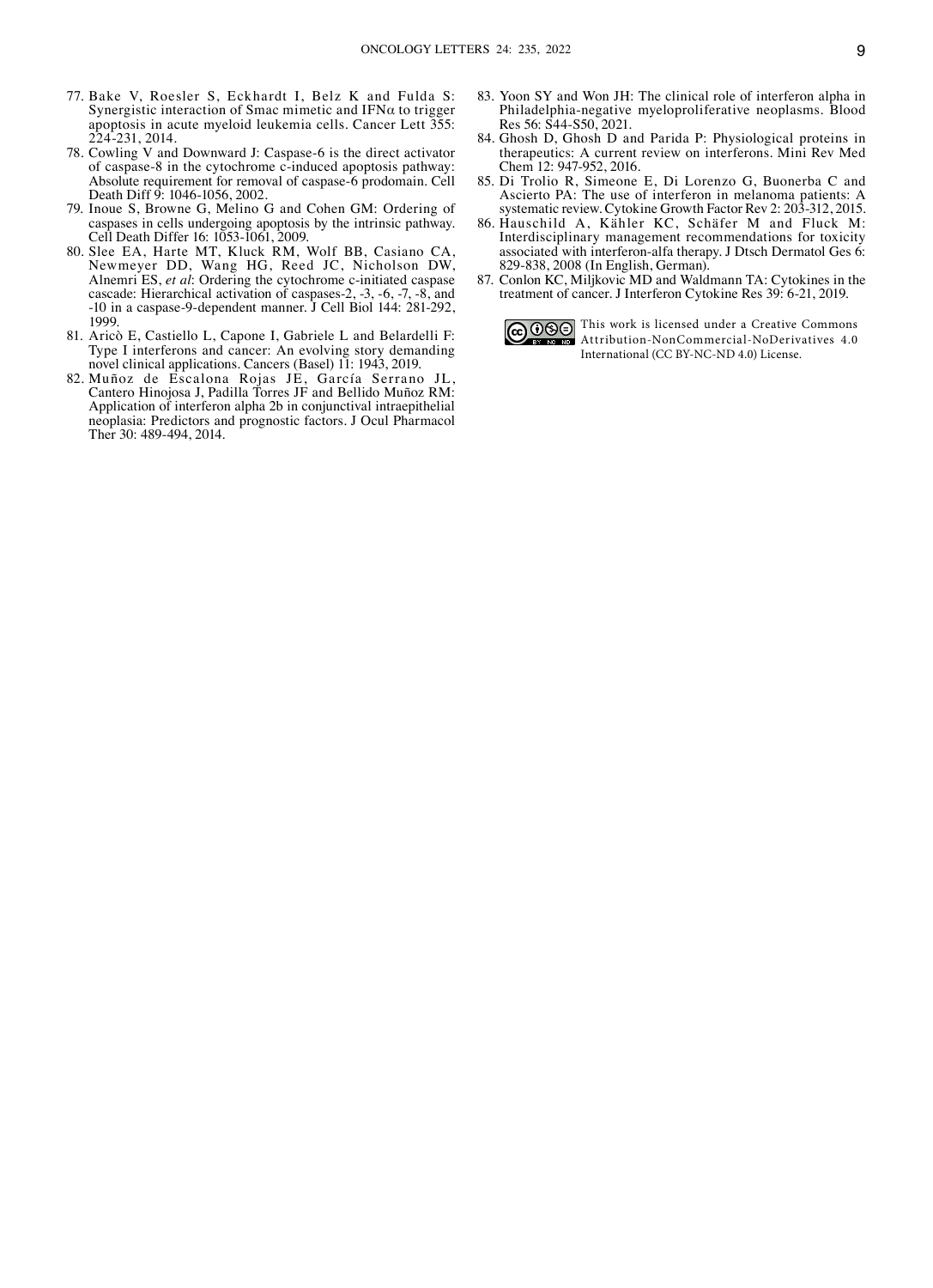77. Bake V, Roesler S, Eckhardt I, Belz K and Fulda S: Synergistic interaction of Smac mimetic and IFNα to trigger apoptosis in acute myeloid leukemia cells. Cancer Lett 355: 224-231, 2014.
78. Cowling V and Downward J: Caspase-6 is the direct activator of caspase-8 in the cytochrome c-induced apoptosis pathway: Absolute requirement for removal of caspase-6 prodomain. Cell Death Diff 9: 1046-1056, 2002.
79. Inoue S, Browne G, Melino G and Cohen GM: Ordering of caspases in cells undergoing apoptosis by the intrinsic pathway. Cell Death Differ 16: 1053-1061, 2009.
80. Slee EA, Harte MT, Kluck RM, Wolf BB, Casiano CA, Newmeyer DD, Wang HG, Reed JC, Nicholson DW, Alnemri ES, *et al*: Ordering the cytochrome c-initiated caspase cascade: Hierarchical activation of caspases-2, -3, -6, -7, -8, and -10 in a caspase-9-dependent manner. J Cell Biol 144: 281-292, 1999.
81. Aricò E, Castiello L, Capone I, Gabriele L and Belardelli F: Type I interferons and cancer: An evolving story demanding novel clinical applications. Cancers (Basel) 11: 1943, 2019.
82. Muñoz de Escalona Rojas JE, García Serrano JL, Cantero Hinojosa J, Padilla Torres JF and Bellido Muñoz RM: Application of interferon alpha 2b in conjunctival intraepithelial neoplasia: Predictors and prognostic factors. J Ocul Pharmacol Ther 30: 489-494, 2014.
83. Yoon SY and Won JH: The clinical role of interferon alpha in Philadelphia-negative myeloproliferative neoplasms. Blood Res 56: S44-S50, 2021.
84. Ghosh D, Ghosh D and Parida P: Physiological proteins in therapeutics: A current review on interferons. Mini Rev Med Chem 12: 947-952, 2016.
85. Di Trolio R, Simeone E, Di Lorenzo G, Buonerba C and Ascierto PA: The use of interferon in melanoma patients: A systematic review. Cytokine Growth Factor Rev 2: 203-312, 2015.
86. Hauschild A, Kähler KC, Schäfer M and Fluck M: Interdisciplinary management recommendations for toxicity associated with interferon-alfa therapy. J Dtsch Dermatol Ges 6: 829-838, 2008 (In English, German).
87. Conlon KC, Miljkovic MD and Waldmann TA: Cytokines in the treatment of cancer. J Interferon Cytokine Res 39: 6-21, 2019.

This work is licensed under a Creative Commons Attribution-NonCommercial-NoDerivatives 4.0 International (CC BY-NC-ND 4.0) License.